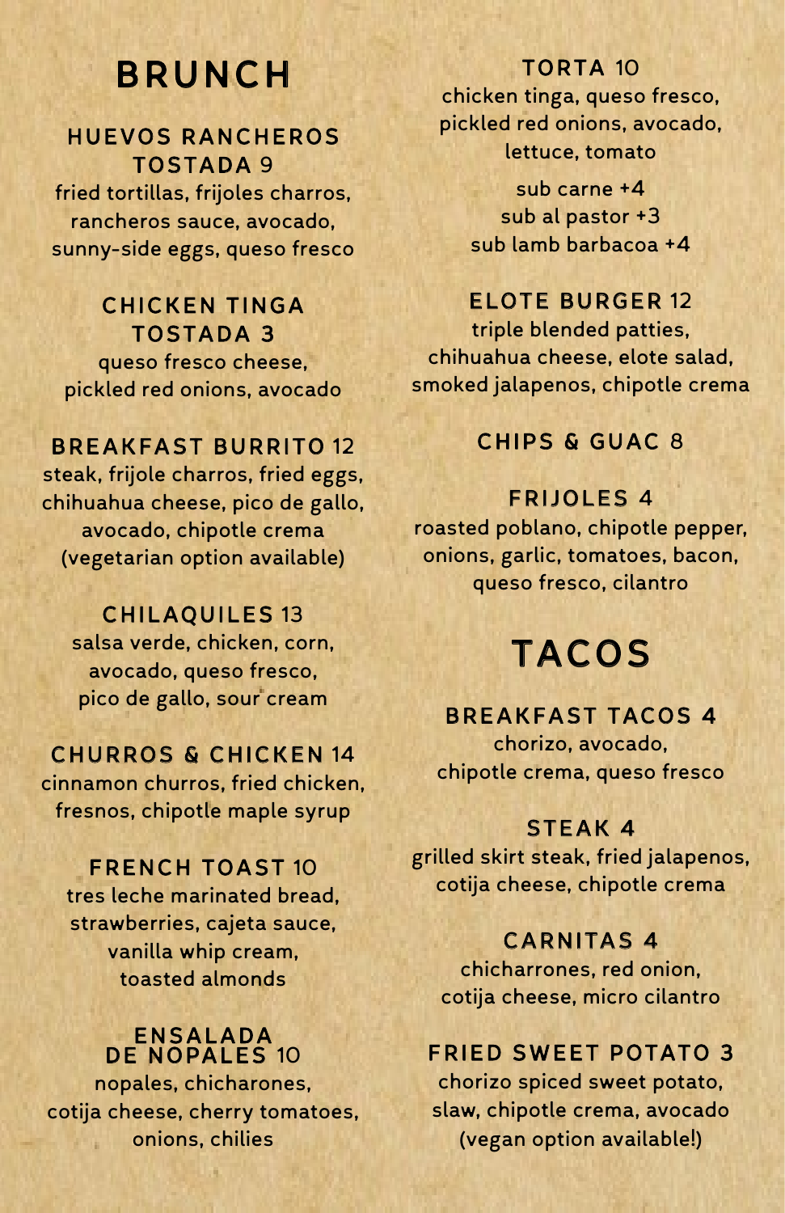# BRUNCH

### HUEVOS RANCHEROS TOSTADA 9

fried tortillas, frijoles charros, rancheros sauce, avocado, sunny-side eggs, queso fresco

### CHICKEN TINGA TOSTADA 3

queso fresco cheese, pickled red onions, avocado

### BREAKFAST BURRITO 12

steak, frijole charros, fried eggs, chihuahua cheese, pico de gallo, avocado, chipotle crema (vegetarian option available)

### CHILAQUILES 13

salsa verde, chicken, corn, avocado, queso fresco, pico de gallo, sour cream

### CHURROS & CHICKEN 14

cinnamon churros, fried chicken, fresnos, chipotle maple syrup

### FRENCH TOAST 10

tres leche marinated bread, strawberries, cajeta sauce, vanilla whip cream, toasted almonds

### ENSALADA DE NOPALES 10

nopales, chicharones, cotija cheese, cherry tomatoes, onions, chilies

### TORTA 10

chicken tinga, queso fresco, pickled red onions, avocado, lettuce, tomato

sub carne +4
sub al pastor +3
sub lamb barbacoa +4

### ELOTE BURGER 12

triple blended patties, chihuahua cheese, elote salad, smoked jalapenos, chipotle crema

### CHIPS & GUAC 8

### FRIJOLES 4

roasted poblano, chipotle pepper, onions, garlic, tomatoes, bacon, queso fresco, cilantro

# TACOS

### BREAKFAST TACOS 4

chorizo, avocado, chipotle crema, queso fresco

### STEAK 4

grilled skirt steak, fried jalapenos, cotija cheese, chipotle crema

### CARNITAS 4

chicharrones, red onion, cotija cheese, micro cilantro

### FRIED SWEET POTATO 3

chorizo spiced sweet potato, slaw, chipotle crema, avocado (vegan option available!)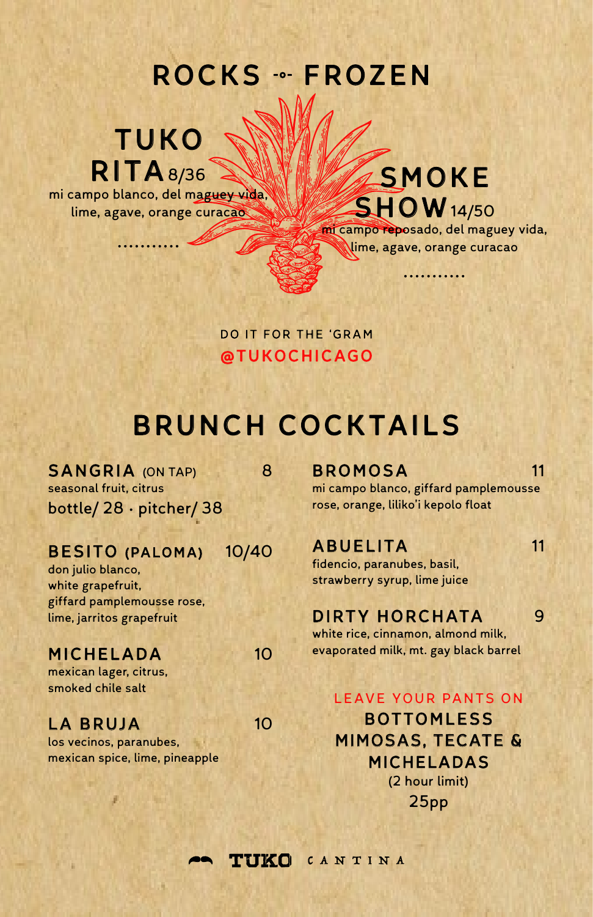# ROCKS -○- FROZEN

## TUKO RITA 8/36

mi campo blanco, del maguey vida, lime, agave, orange curacao

## SMOKE SHOW 14/50

mi campo reposado, del maguey vida, lime, agave, orange curacao

DO IT FOR THE 'GRAM

**@TUKOCHICAGO**

# BRUNCH COCKTAILS

### SANGRIA (ON TAP) — 8

seasonal fruit, citrus

bottle/ 28 · pitcher/ 38

### BESITO (PALOMA) — 10/40

don julio blanco, white grapefruit, giffard pamplemousse rose, lime, jarritos grapefruit

### MICHELADA — 10

mexican lager, citrus, smoked chile salt

### LA BRUJA — 10

los vecinos, paranubes, mexican spice, lime, pineapple

### BROMOSA — 11

mi campo blanco, giffard pamplemousse rose, orange, liliko'i kepolo float

### ABUELITA — 11

fidencio, paranubes, basil, strawberry syrup, lime juice

### DIRTY HORCHATA — 9

white rice, cinnamon, almond milk, evaporated milk, mt. gay black barrel

LEAVE YOUR PANTS ON

**BOTTOMLESS MIMOSAS, TECATE & MICHELADAS**

(2 hour limit)

25pp

TUKO CANTINA